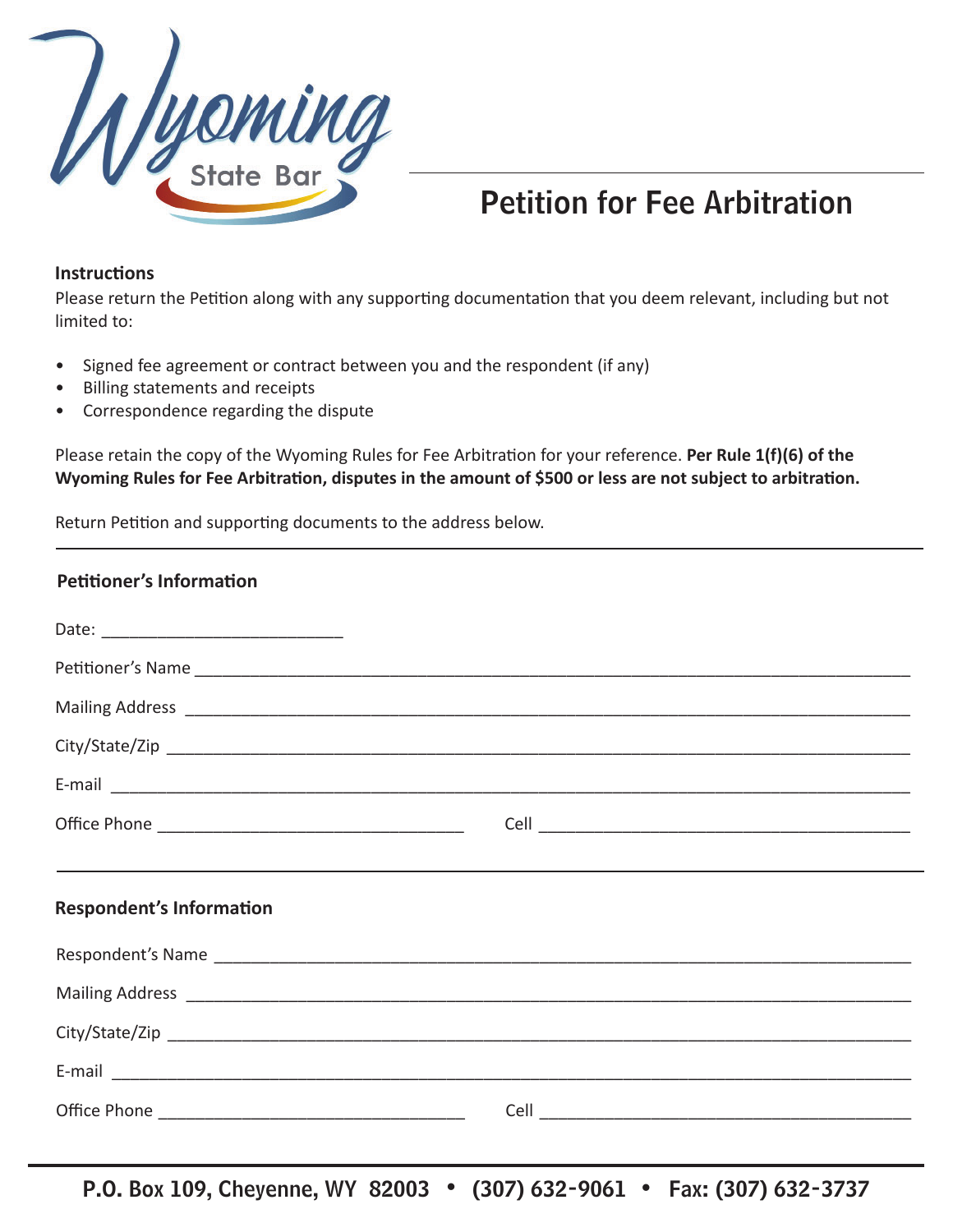Wyoming State Bar

# Petition for Fee Arbitration

**Instructions**

Please return the Petition along with any supporting documentation that you deem relevant, including but not limited to:

- Signed fee agreement or contract between you and the respondent (if any)
- Billing statements and receipts
- Correspondence regarding the dispute

Please retain the copy of the Wyoming Rules for Fee Arbitration for your reference. **Per Rule 1(f)(6) of the Wyoming Rules for Fee Arbitration, disputes in the amount of $500 or less are not subject to arbitration.**

Return Petition and supporting documents to the address below.

---

**Petitioner's Information**

Date: ___________________________

Petitioner's Name ___________________________________________________________________________

Mailing Address ____________________________________________________________________________

City/State/Zip ______________________________________________________________________________

E-mail ____________________________________________________________________________________

Office Phone __________________________________ Cell _____________________________________

---

**Respondent's Information**

Respondent's Name __________________________________________________________________________

Mailing Address ____________________________________________________________________________

City/State/Zip ______________________________________________________________________________

E-mail ____________________________________________________________________________________

Office Phone __________________________________ Cell _____________________________________

---

P.O. Box 109, Cheyenne, WY 82003 • (307) 632-9061 • Fax: (307) 632-3737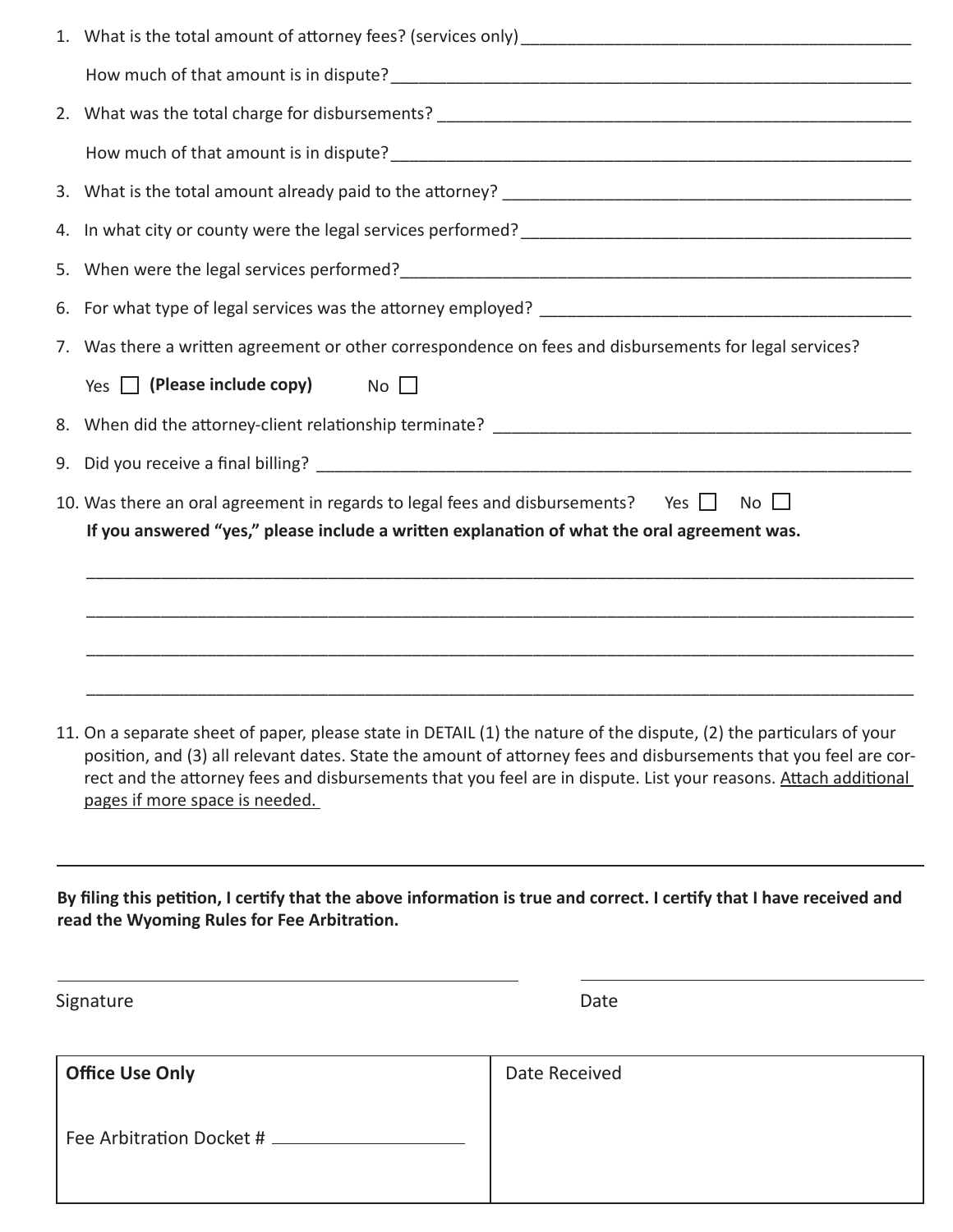1. What is the total amount of attorney fees? (services only) ____________________

   How much of that amount is in dispute? ____________________

2. What was the total charge for disbursements? ____________________

   How much of that amount is in dispute? ____________________

3. What is the total amount already paid to the attorney? ____________________

4. In what city or county were the legal services performed? ____________________

5. When were the legal services performed? ____________________

6. For what type of legal services was the attorney employed? ____________________

7. Was there a written agreement or other correspondence on fees and disbursements for legal services?

   Yes ☐ **(Please include copy)** No ☐

8. When did the attorney-client relationship terminate? ____________________

9. Did you receive a final billing? ____________________

10. Was there an oral agreement in regards to legal fees and disbursements? Yes ☐ No ☐

    **If you answered "yes," please include a written explanation of what the oral agreement was.**

    ____________________

    ____________________

    ____________________

    ____________________

11. On a separate sheet of paper, please state in DETAIL (1) the nature of the dispute, (2) the particulars of your position, and (3) all relevant dates. State the amount of attorney fees and disbursements that you feel are correct and the attorney fees and disbursements that you feel are in dispute. List your reasons. Attach additional pages if more space is needed.

---

**By filing this petition, I certify that the above information is true and correct. I certify that I have received and read the Wyoming Rules for Fee Arbitration.**

____________________ ____________________

Signature Date

| **Office Use Only**<br><br>Fee Arbitration Docket # ____________ | Date Received |
|---|---|